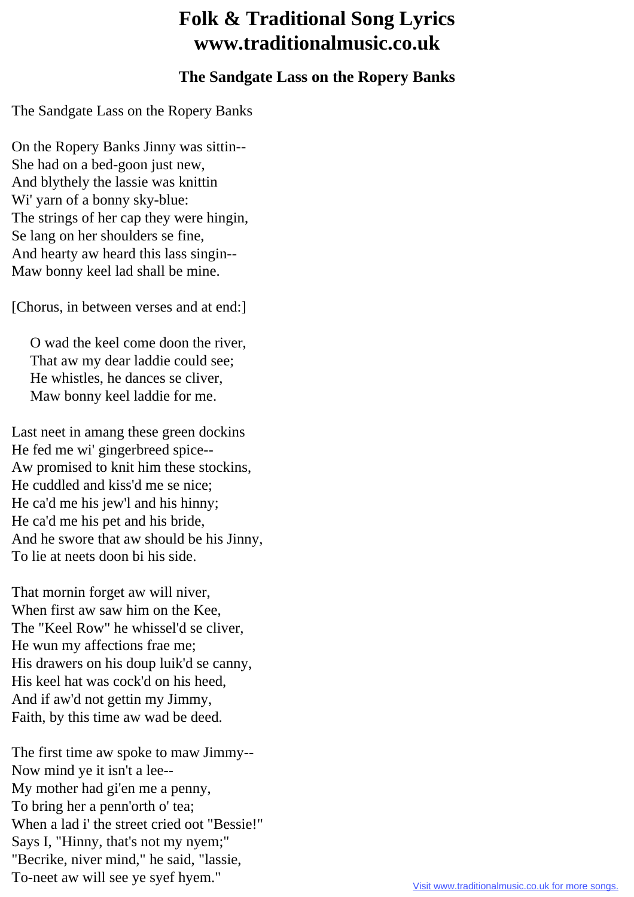# Folk & Traditional Song Lyrics
# www.traditionalmusic.co.uk

## The Sandgate Lass on the Ropery Banks

The Sandgate Lass on the Ropery Banks

On the Ropery Banks Jinny was sittin--
She had on a bed-goon just new,
And blythely the lassie was knittin
Wi' yarn of a bonny sky-blue:
The strings of her cap they were hingin,
Se lang on her shoulders se fine,
And hearty aw heard this lass singin--
Maw bonny keel lad shall be mine.

[Chorus, in between verses and at end:]

> O wad the keel come doon the river,
> That aw my dear laddie could see;
> He whistles, he dances se cliver,
> Maw bonny keel laddie for me.

Last neet in amang these green dockins
He fed me wi' gingerbreed spice--
Aw promised to knit him these stockins,
He cuddled and kiss'd me se nice;
He ca'd me his jew'l and his hinny;
He ca'd me his pet and his bride,
And he swore that aw should be his Jinny,
To lie at neets doon bi his side.

That mornin forget aw will niver,
When first aw saw him on the Kee,
The "Keel Row" he whissel'd se cliver,
He wun my affections frae me;
His drawers on his doup luik'd se canny,
His keel hat was cock'd on his heed,
And if aw'd not gettin my Jimmy,
Faith, by this time aw wad be deed.

The first time aw spoke to maw Jimmy--
Now mind ye it isn't a lee--
My mother had gi'en me a penny,
To bring her a penn'orth o' tea;
When a lad i' the street cried oot "Bessie!"
Says I, "Hinny, that's not my nyem;"
"Becrike, niver mind," he said, "lassie,
To-neet aw will see ye syef hyem."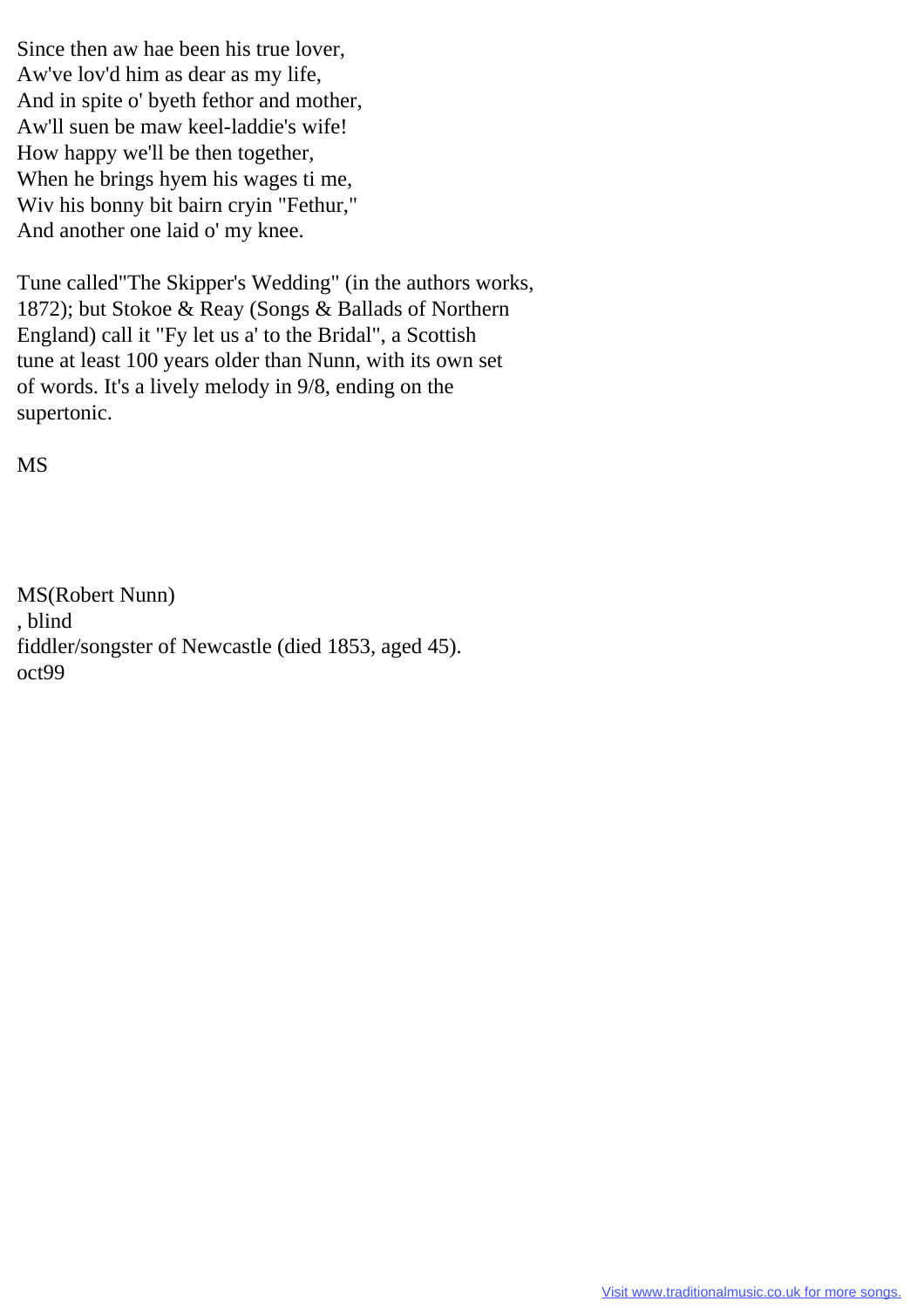Since then aw hae been his true lover,
Aw've lov'd him as dear as my life,
And in spite o' byeth fethor and mother,
Aw'll suen be maw keel-laddie's wife!
How happy we'll be then together,
When he brings hyem his wages ti me,
Wiv his bonny bit bairn cryin "Fethur,"
And another one laid o' my knee.

Tune called"The Skipper's Wedding" (in the authors works, 1872); but Stokoe & Reay (Songs & Ballads of Northern England) call it "Fy let us a' to the Bridal", a Scottish tune at least 100 years older than Nunn, with its own set of words. It's a lively melody in 9/8, ending on the supertonic.

MS

MS(Robert Nunn)
, blind
fiddler/songster of Newcastle (died 1853, aged 45).
oct99